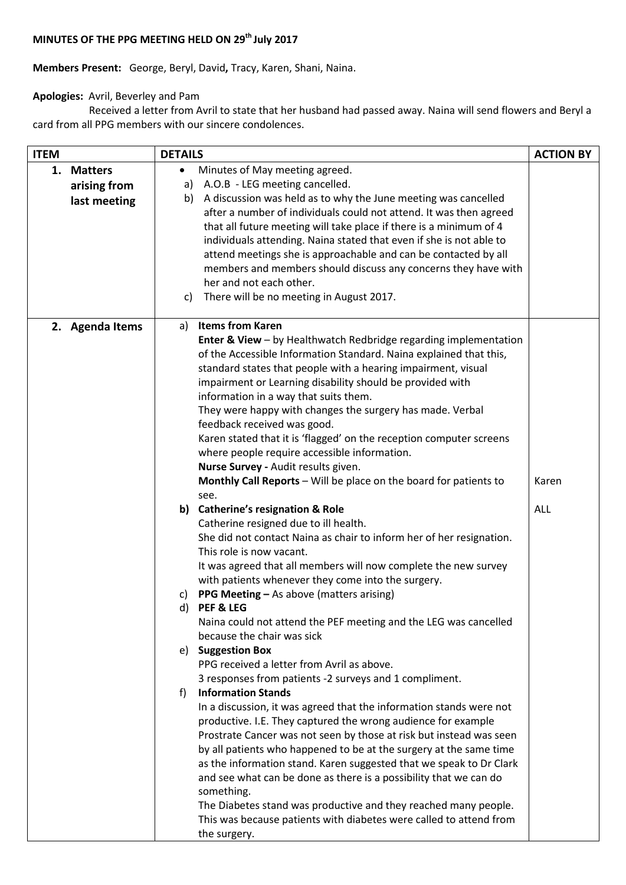**MINUTES OF THE PPG MEETING HELD ON 29th July 2017**

**Members Present:** George, Beryl, David**,** Tracy, Karen, Shani, Naina.

**Apologies:** Avril, Beverley and Pam

Received a letter from Avril to state that her husband had passed away. Naina will send flowers and Beryl a card from all PPG members with our sincere condolences.

| ITEM | DETAILS | ACTION BY |
|---|---|---|
| **1. Matters arising from last meeting** | • Minutes of May meeting agreed.<br>a) A.O.B - LEG meeting cancelled.<br>b) A discussion was held as to why the June meeting was cancelled after a number of individuals could not attend. It was then agreed that all future meeting will take place if there is a minimum of 4 individuals attending. Naina stated that even if she is not able to attend meetings she is approachable and can be contacted by all members and members should discuss any concerns they have with her and not each other.<br>c) There will be no meeting in August 2017. | |
| **2. Agenda Items** | a) **Items from Karen**<br>**Enter & View** – by Healthwatch Redbridge regarding implementation of the Accessible Information Standard. Naina explained that this, standard states that people with a hearing impairment, visual impairment or Learning disability should be provided with information in a way that suits them.<br>They were happy with changes the surgery has made. Verbal feedback received was good.<br>Karen stated that it is 'flagged' on the reception computer screens where people require accessible information.<br>**Nurse Survey -** Audit results given.<br>**Monthly Call Reports** – Will be place on the board for patients to see. | Karen |
| | **b) Catherine's resignation & Role**<br>Catherine resigned due to ill health.<br>She did not contact Naina as chair to inform her of her resignation. This role is now vacant.<br>It was agreed that all members will now complete the new survey with patients whenever they come into the surgery.<br>c) **PPG Meeting –** As above (matters arising)<br>d) **PEF & LEG**<br>Naina could not attend the PEF meeting and the LEG was cancelled because the chair was sick<br>e) **Suggestion Box**<br>PPG received a letter from Avril as above.<br>3 responses from patients -2 surveys and 1 compliment.<br>f) **Information Stands**<br>In a discussion, it was agreed that the information stands were not productive. I.E. They captured the wrong audience for example Prostrate Cancer was not seen by those at risk but instead was seen by all patients who happened to be at the surgery at the same time as the information stand. Karen suggested that we speak to Dr Clark and see what can be done as there is a possibility that we can do something.<br>The Diabetes stand was productive and they reached many people. This was because patients with diabetes were called to attend from the surgery. | ALL |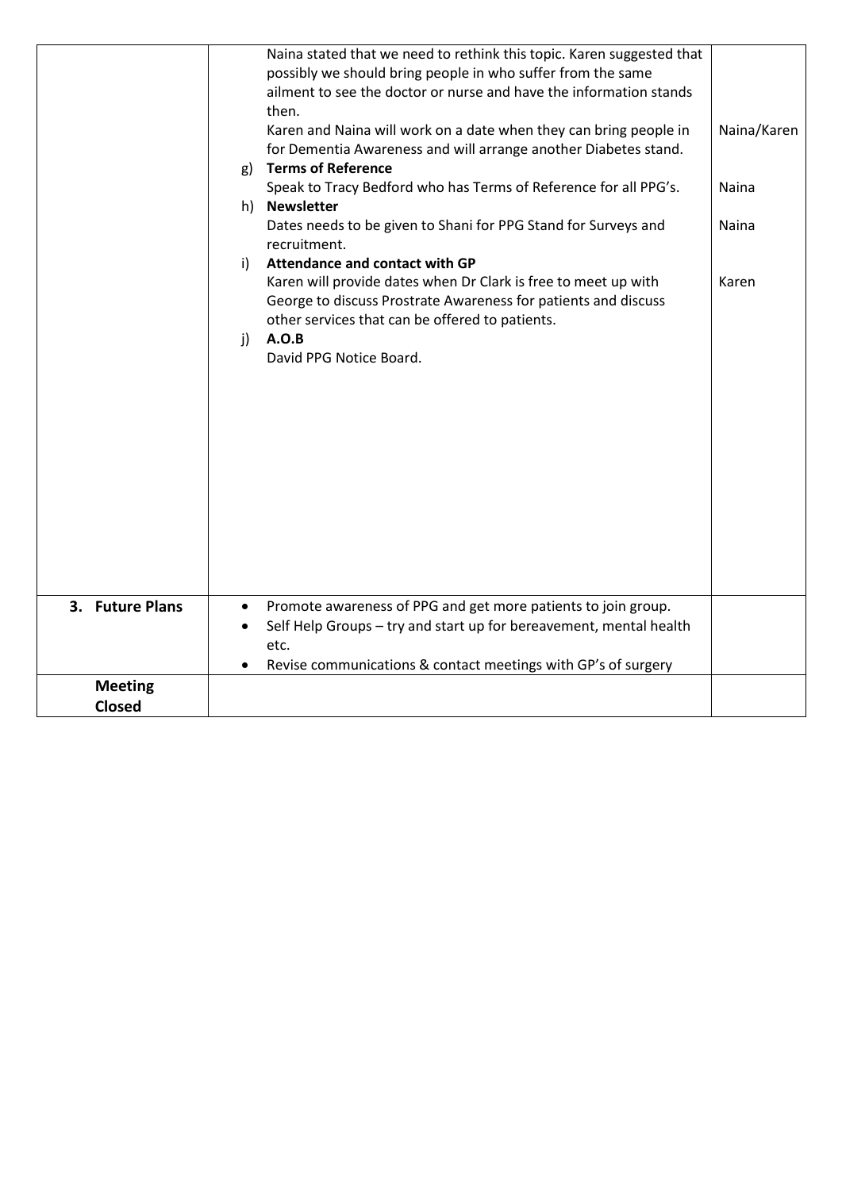| | | |
|---|---|---|
| | Naina stated that we need to rethink this topic. Karen suggested that possibly we should bring people in who suffer from the same ailment to see the doctor or nurse and have the information stands then.<br>Karen and Naina will work on a date when they can bring people in for Dementia Awareness and will arrange another Diabetes stand.<br>g) **Terms of Reference**<br>Speak to Tracy Bedford who has Terms of Reference for all PPG's.<br>h) **Newsletter**<br>Dates needs to be given to Shani for PPG Stand for Surveys and recruitment.<br>i) **Attendance and contact with GP**<br>Karen will provide dates when Dr Clark is free to meet up with George to discuss Prostrate Awareness for patients and discuss other services that can be offered to patients.<br>j) **A.O.B**<br>David PPG Notice Board. | Naina/Karen<br><br>Naina<br><br>Naina<br><br>Karen |
| **3. Future Plans** | • Promote awareness of PPG and get more patients to join group.<br>• Self Help Groups – try and start up for bereavement, mental health etc.<br>• Revise communications & contact meetings with GP's of surgery | |
| **Meeting Closed** | | |